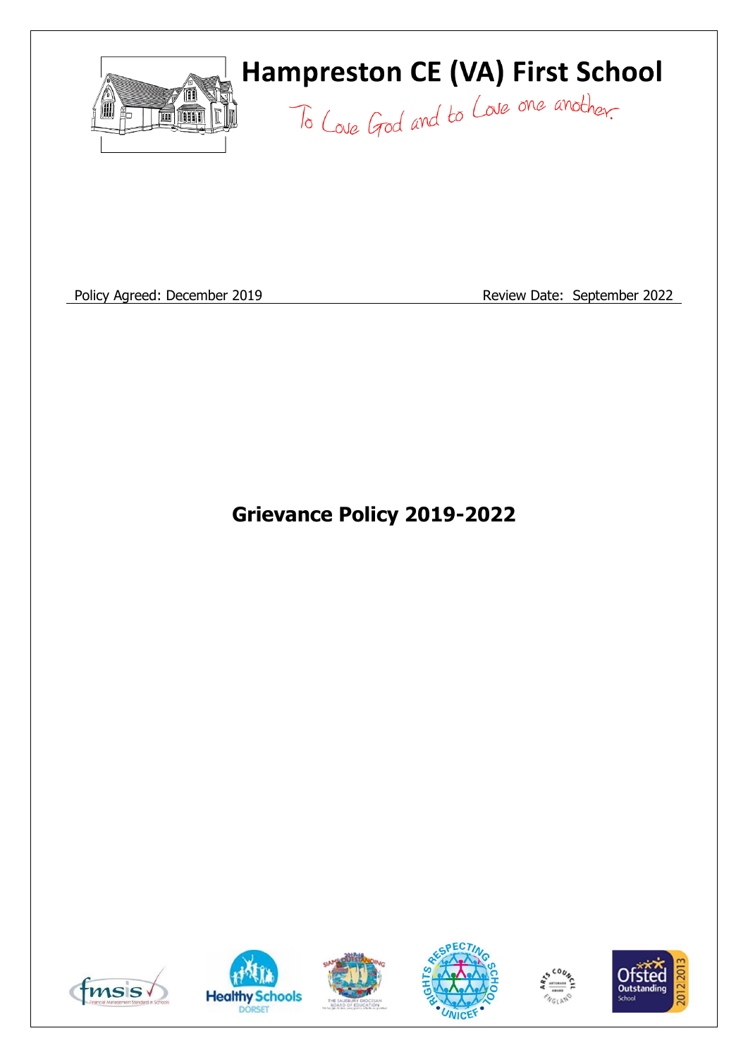# Hampreston CE (VA) First School

To Love God and to Love one another

Policy Agreed: December 2019 Review Date: September 2022

## Grievance Policy 2019-2022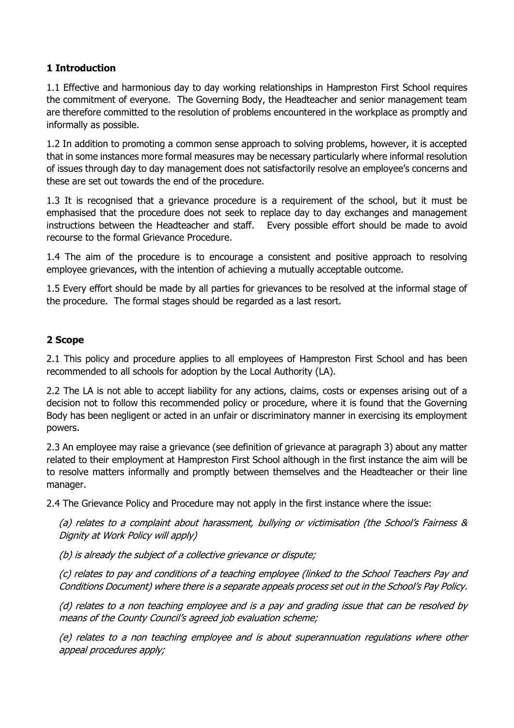## 1 Introduction

1.1 Effective and harmonious day to day working relationships in Hampreston First School requires the commitment of everyone. The Governing Body, the Headteacher and senior management team are therefore committed to the resolution of problems encountered in the workplace as promptly and informally as possible.

1.2 In addition to promoting a common sense approach to solving problems, however, it is accepted that in some instances more formal measures may be necessary particularly where informal resolution of issues through day to day management does not satisfactorily resolve an employee's concerns and these are set out towards the end of the procedure.

1.3 It is recognised that a grievance procedure is a requirement of the school, but it must be emphasised that the procedure does not seek to replace day to day exchanges and management instructions between the Headteacher and staff. Every possible effort should be made to avoid recourse to the formal Grievance Procedure.

1.4 The aim of the procedure is to encourage a consistent and positive approach to resolving employee grievances, with the intention of achieving a mutually acceptable outcome.

1.5 Every effort should be made by all parties for grievances to be resolved at the informal stage of the procedure. The formal stages should be regarded as a last resort.

## 2 Scope

2.1 This policy and procedure applies to all employees of Hampreston First School and has been recommended to all schools for adoption by the Local Authority (LA).

2.2 The LA is not able to accept liability for any actions, claims, costs or expenses arising out of a decision not to follow this recommended policy or procedure, where it is found that the Governing Body has been negligent or acted in an unfair or discriminatory manner in exercising its employment powers.

2.3 An employee may raise a grievance (see definition of grievance at paragraph 3) about any matter related to their employment at Hampreston First School although in the first instance the aim will be to resolve matters informally and promptly between themselves and the Headteacher or their line manager.

2.4 The Grievance Policy and Procedure may not apply in the first instance where the issue:

*(a) relates to a complaint about harassment, bullying or victimisation (the School's Fairness & Dignity at Work Policy will apply)*

*(b) is already the subject of a collective grievance or dispute;*

*(c) relates to pay and conditions of a teaching employee (linked to the School Teachers Pay and Conditions Document) where there is a separate appeals process set out in the School's Pay Policy.*

*(d) relates to a non teaching employee and is a pay and grading issue that can be resolved by means of the County Council's agreed job evaluation scheme;*

*(e) relates to a non teaching employee and is about superannuation regulations where other appeal procedures apply;*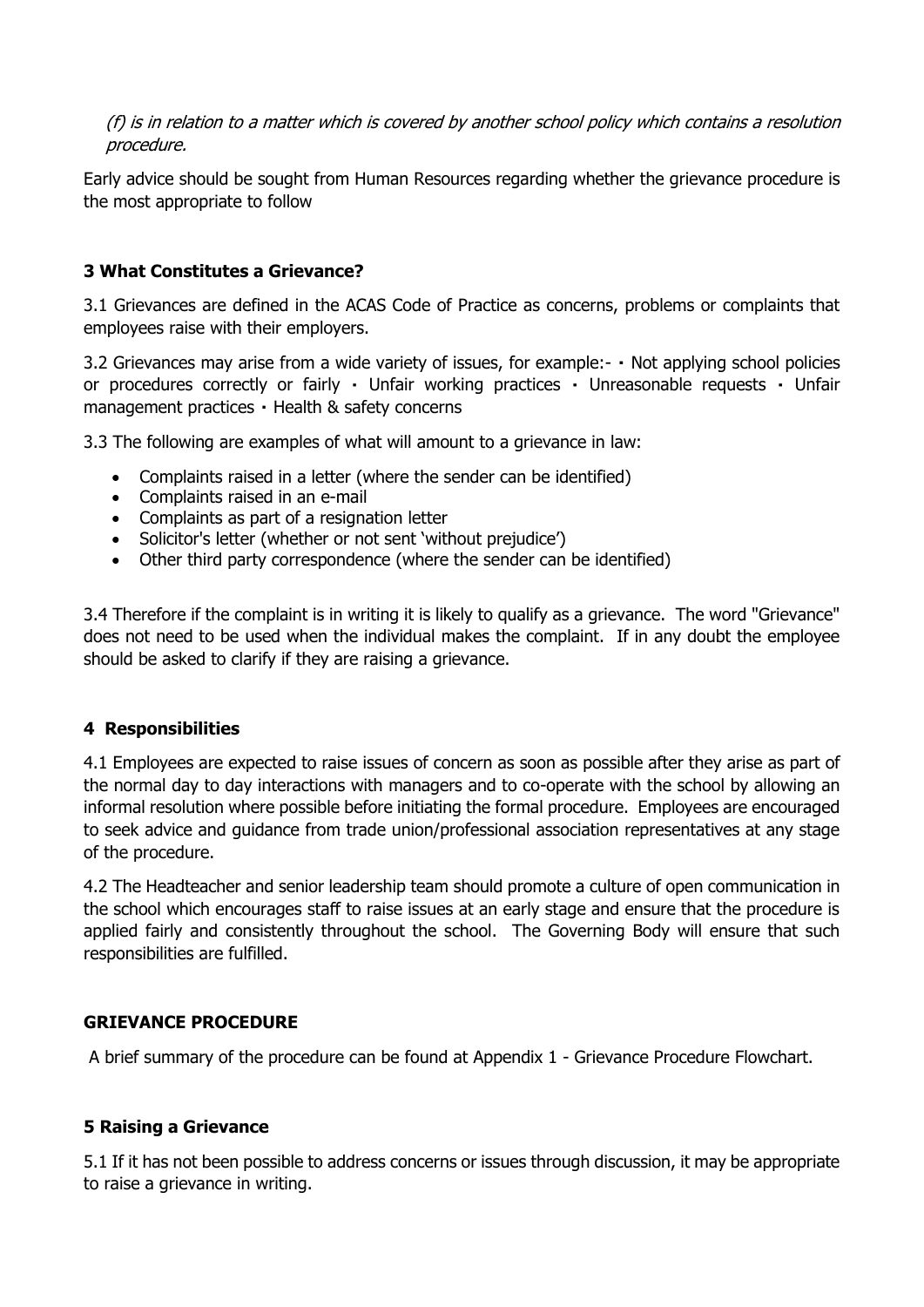*(f) is in relation to a matter which is covered by another school policy which contains a resolution procedure.*

Early advice should be sought from Human Resources regarding whether the grievance procedure is the most appropriate to follow

## 3 What Constitutes a Grievance?

3.1 Grievances are defined in the ACAS Code of Practice as concerns, problems or complaints that employees raise with their employers.

3.2 Grievances may arise from a wide variety of issues, for example:- ▪ Not applying school policies or procedures correctly or fairly ▪ Unfair working practices ▪ Unreasonable requests ▪ Unfair management practices ▪ Health & safety concerns

3.3 The following are examples of what will amount to a grievance in law:

- Complaints raised in a letter (where the sender can be identified)
- Complaints raised in an e-mail
- Complaints as part of a resignation letter
- Solicitor's letter (whether or not sent 'without prejudice')
- Other third party correspondence (where the sender can be identified)

3.4 Therefore if the complaint is in writing it is likely to qualify as a grievance. The word "Grievance" does not need to be used when the individual makes the complaint. If in any doubt the employee should be asked to clarify if they are raising a grievance.

## 4 Responsibilities

4.1 Employees are expected to raise issues of concern as soon as possible after they arise as part of the normal day to day interactions with managers and to co-operate with the school by allowing an informal resolution where possible before initiating the formal procedure. Employees are encouraged to seek advice and guidance from trade union/professional association representatives at any stage of the procedure.

4.2 The Headteacher and senior leadership team should promote a culture of open communication in the school which encourages staff to raise issues at an early stage and ensure that the procedure is applied fairly and consistently throughout the school. The Governing Body will ensure that such responsibilities are fulfilled.

## GRIEVANCE PROCEDURE

A brief summary of the procedure can be found at Appendix 1 - Grievance Procedure Flowchart.

## 5 Raising a Grievance

5.1 If it has not been possible to address concerns or issues through discussion, it may be appropriate to raise a grievance in writing.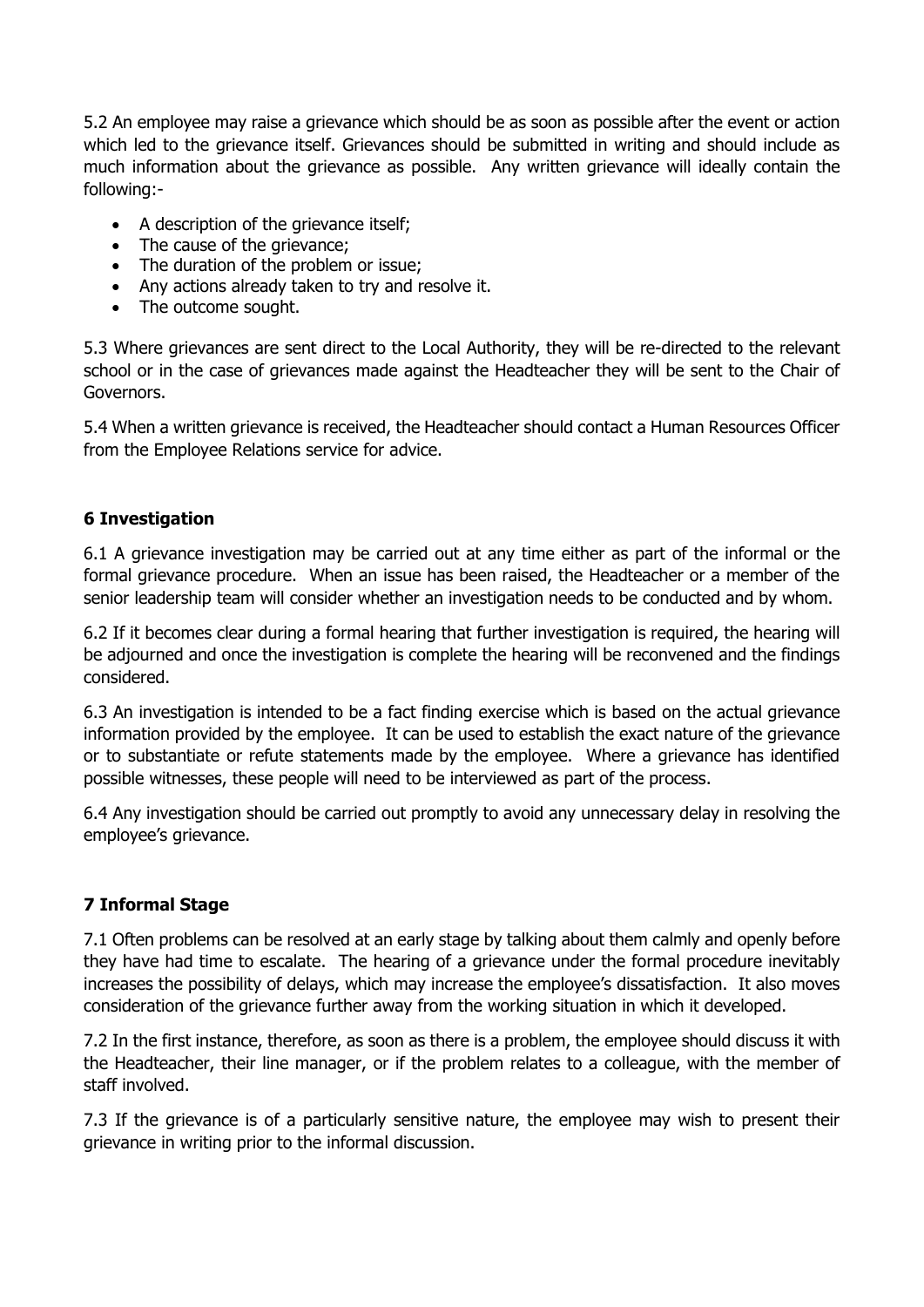5.2 An employee may raise a grievance which should be as soon as possible after the event or action which led to the grievance itself. Grievances should be submitted in writing and should include as much information about the grievance as possible. Any written grievance will ideally contain the following:-

- A description of the grievance itself;
- The cause of the grievance;
- The duration of the problem or issue;
- Any actions already taken to try and resolve it.
- The outcome sought.

5.3 Where grievances are sent direct to the Local Authority, they will be re-directed to the relevant school or in the case of grievances made against the Headteacher they will be sent to the Chair of Governors.

5.4 When a written grievance is received, the Headteacher should contact a Human Resources Officer from the Employee Relations service for advice.

## 6 Investigation

6.1 A grievance investigation may be carried out at any time either as part of the informal or the formal grievance procedure. When an issue has been raised, the Headteacher or a member of the senior leadership team will consider whether an investigation needs to be conducted and by whom.

6.2 If it becomes clear during a formal hearing that further investigation is required, the hearing will be adjourned and once the investigation is complete the hearing will be reconvened and the findings considered.

6.3 An investigation is intended to be a fact finding exercise which is based on the actual grievance information provided by the employee. It can be used to establish the exact nature of the grievance or to substantiate or refute statements made by the employee. Where a grievance has identified possible witnesses, these people will need to be interviewed as part of the process.

6.4 Any investigation should be carried out promptly to avoid any unnecessary delay in resolving the employee's grievance.

## 7 Informal Stage

7.1 Often problems can be resolved at an early stage by talking about them calmly and openly before they have had time to escalate. The hearing of a grievance under the formal procedure inevitably increases the possibility of delays, which may increase the employee's dissatisfaction. It also moves consideration of the grievance further away from the working situation in which it developed.

7.2 In the first instance, therefore, as soon as there is a problem, the employee should discuss it with the Headteacher, their line manager, or if the problem relates to a colleague, with the member of staff involved.

7.3 If the grievance is of a particularly sensitive nature, the employee may wish to present their grievance in writing prior to the informal discussion.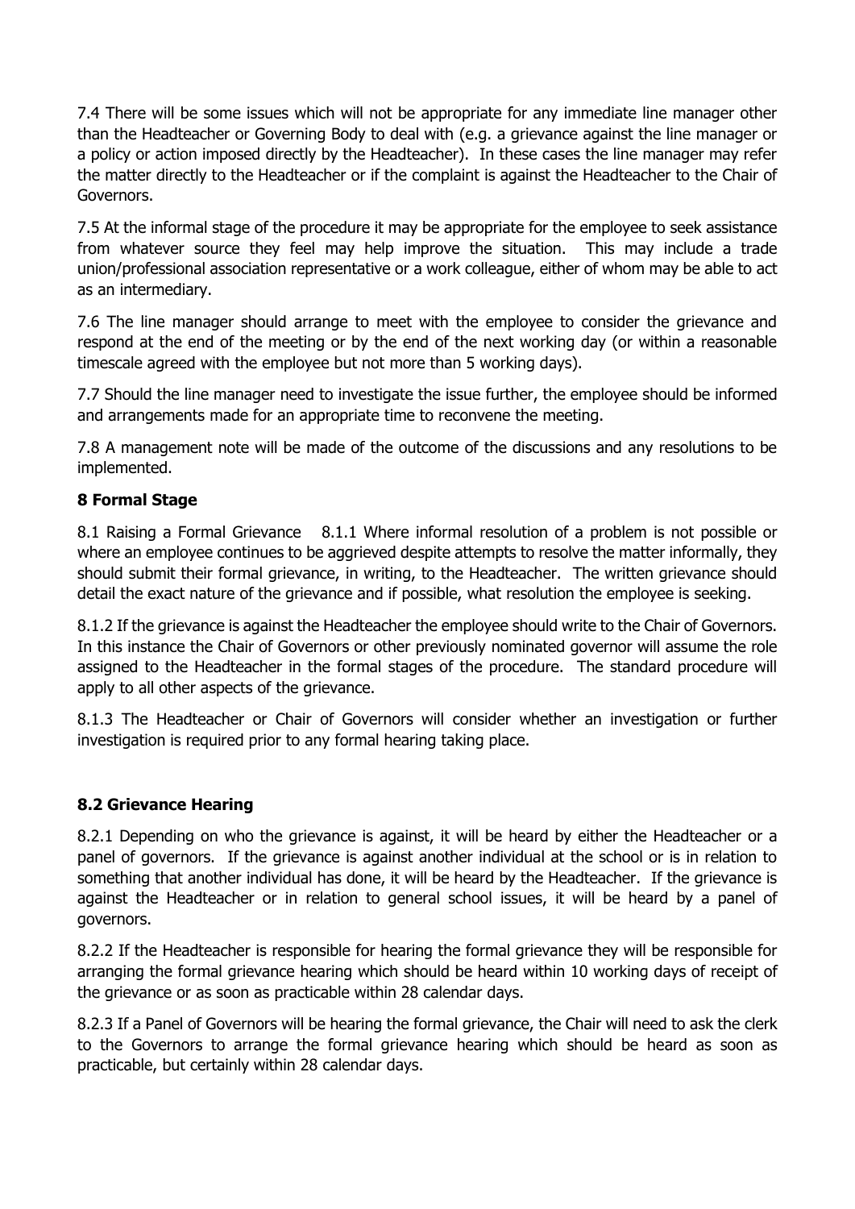7.4 There will be some issues which will not be appropriate for any immediate line manager other than the Headteacher or Governing Body to deal with (e.g. a grievance against the line manager or a policy or action imposed directly by the Headteacher). In these cases the line manager may refer the matter directly to the Headteacher or if the complaint is against the Headteacher to the Chair of Governors.

7.5 At the informal stage of the procedure it may be appropriate for the employee to seek assistance from whatever source they feel may help improve the situation. This may include a trade union/professional association representative or a work colleague, either of whom may be able to act as an intermediary.

7.6 The line manager should arrange to meet with the employee to consider the grievance and respond at the end of the meeting or by the end of the next working day (or within a reasonable timescale agreed with the employee but not more than 5 working days).

7.7 Should the line manager need to investigate the issue further, the employee should be informed and arrangements made for an appropriate time to reconvene the meeting.

7.8 A management note will be made of the outcome of the discussions and any resolutions to be implemented.

### 8 Formal Stage

8.1 Raising a Formal Grievance 8.1.1 Where informal resolution of a problem is not possible or where an employee continues to be aggrieved despite attempts to resolve the matter informally, they should submit their formal grievance, in writing, to the Headteacher. The written grievance should detail the exact nature of the grievance and if possible, what resolution the employee is seeking.

8.1.2 If the grievance is against the Headteacher the employee should write to the Chair of Governors. In this instance the Chair of Governors or other previously nominated governor will assume the role assigned to the Headteacher in the formal stages of the procedure. The standard procedure will apply to all other aspects of the grievance.

8.1.3 The Headteacher or Chair of Governors will consider whether an investigation or further investigation is required prior to any formal hearing taking place.

### 8.2 Grievance Hearing

8.2.1 Depending on who the grievance is against, it will be heard by either the Headteacher or a panel of governors. If the grievance is against another individual at the school or is in relation to something that another individual has done, it will be heard by the Headteacher. If the grievance is against the Headteacher or in relation to general school issues, it will be heard by a panel of governors.

8.2.2 If the Headteacher is responsible for hearing the formal grievance they will be responsible for arranging the formal grievance hearing which should be heard within 10 working days of receipt of the grievance or as soon as practicable within 28 calendar days.

8.2.3 If a Panel of Governors will be hearing the formal grievance, the Chair will need to ask the clerk to the Governors to arrange the formal grievance hearing which should be heard as soon as practicable, but certainly within 28 calendar days.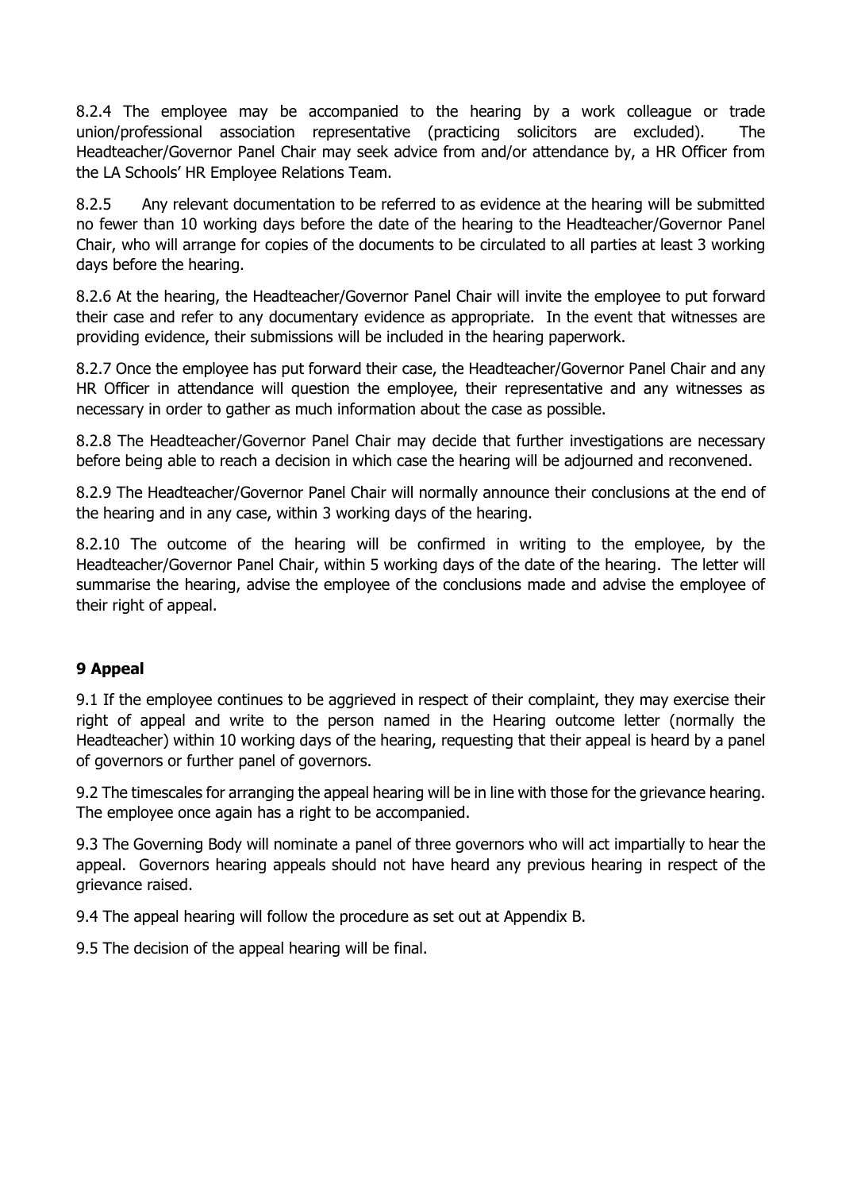8.2.4 The employee may be accompanied to the hearing by a work colleague or trade union/professional association representative (practicing solicitors are excluded). The Headteacher/Governor Panel Chair may seek advice from and/or attendance by, a HR Officer from the LA Schools' HR Employee Relations Team.

8.2.5 Any relevant documentation to be referred to as evidence at the hearing will be submitted no fewer than 10 working days before the date of the hearing to the Headteacher/Governor Panel Chair, who will arrange for copies of the documents to be circulated to all parties at least 3 working days before the hearing.

8.2.6 At the hearing, the Headteacher/Governor Panel Chair will invite the employee to put forward their case and refer to any documentary evidence as appropriate. In the event that witnesses are providing evidence, their submissions will be included in the hearing paperwork.

8.2.7 Once the employee has put forward their case, the Headteacher/Governor Panel Chair and any HR Officer in attendance will question the employee, their representative and any witnesses as necessary in order to gather as much information about the case as possible.

8.2.8 The Headteacher/Governor Panel Chair may decide that further investigations are necessary before being able to reach a decision in which case the hearing will be adjourned and reconvened.

8.2.9 The Headteacher/Governor Panel Chair will normally announce their conclusions at the end of the hearing and in any case, within 3 working days of the hearing.

8.2.10 The outcome of the hearing will be confirmed in writing to the employee, by the Headteacher/Governor Panel Chair, within 5 working days of the date of the hearing. The letter will summarise the hearing, advise the employee of the conclusions made and advise the employee of their right of appeal.

## 9 Appeal

9.1 If the employee continues to be aggrieved in respect of their complaint, they may exercise their right of appeal and write to the person named in the Hearing outcome letter (normally the Headteacher) within 10 working days of the hearing, requesting that their appeal is heard by a panel of governors or further panel of governors.

9.2 The timescales for arranging the appeal hearing will be in line with those for the grievance hearing. The employee once again has a right to be accompanied.

9.3 The Governing Body will nominate a panel of three governors who will act impartially to hear the appeal. Governors hearing appeals should not have heard any previous hearing in respect of the grievance raised.

9.4 The appeal hearing will follow the procedure as set out at Appendix B.

9.5 The decision of the appeal hearing will be final.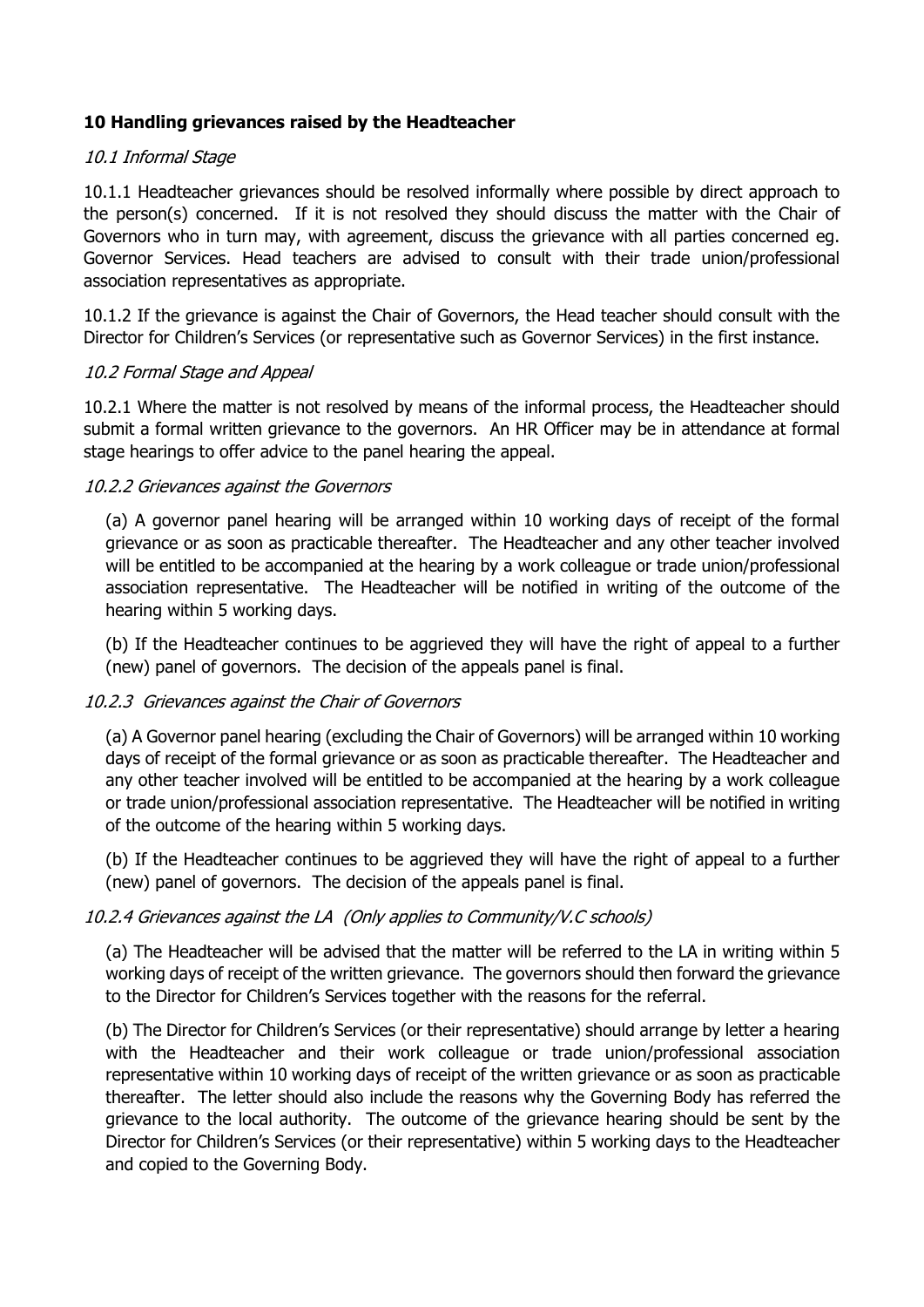## 10 Handling grievances raised by the Headteacher

### *10.1 Informal Stage*

10.1.1 Headteacher grievances should be resolved informally where possible by direct approach to the person(s) concerned. If it is not resolved they should discuss the matter with the Chair of Governors who in turn may, with agreement, discuss the grievance with all parties concerned eg. Governor Services. Head teachers are advised to consult with their trade union/professional association representatives as appropriate.

10.1.2 If the grievance is against the Chair of Governors, the Head teacher should consult with the Director for Children's Services (or representative such as Governor Services) in the first instance.

### *10.2 Formal Stage and Appeal*

10.2.1 Where the matter is not resolved by means of the informal process, the Headteacher should submit a formal written grievance to the governors. An HR Officer may be in attendance at formal stage hearings to offer advice to the panel hearing the appeal.

#### *10.2.2 Grievances against the Governors*

(a) A governor panel hearing will be arranged within 10 working days of receipt of the formal grievance or as soon as practicable thereafter. The Headteacher and any other teacher involved will be entitled to be accompanied at the hearing by a work colleague or trade union/professional association representative. The Headteacher will be notified in writing of the outcome of the hearing within 5 working days.

(b) If the Headteacher continues to be aggrieved they will have the right of appeal to a further (new) panel of governors. The decision of the appeals panel is final.

#### *10.2.3 Grievances against the Chair of Governors*

(a) A Governor panel hearing (excluding the Chair of Governors) will be arranged within 10 working days of receipt of the formal grievance or as soon as practicable thereafter. The Headteacher and any other teacher involved will be entitled to be accompanied at the hearing by a work colleague or trade union/professional association representative. The Headteacher will be notified in writing of the outcome of the hearing within 5 working days.

(b) If the Headteacher continues to be aggrieved they will have the right of appeal to a further (new) panel of governors. The decision of the appeals panel is final.

#### *10.2.4 Grievances against the LA (Only applies to Community/V.C schools)*

(a) The Headteacher will be advised that the matter will be referred to the LA in writing within 5 working days of receipt of the written grievance. The governors should then forward the grievance to the Director for Children's Services together with the reasons for the referral.

(b) The Director for Children's Services (or their representative) should arrange by letter a hearing with the Headteacher and their work colleague or trade union/professional association representative within 10 working days of receipt of the written grievance or as soon as practicable thereafter. The letter should also include the reasons why the Governing Body has referred the grievance to the local authority. The outcome of the grievance hearing should be sent by the Director for Children's Services (or their representative) within 5 working days to the Headteacher and copied to the Governing Body.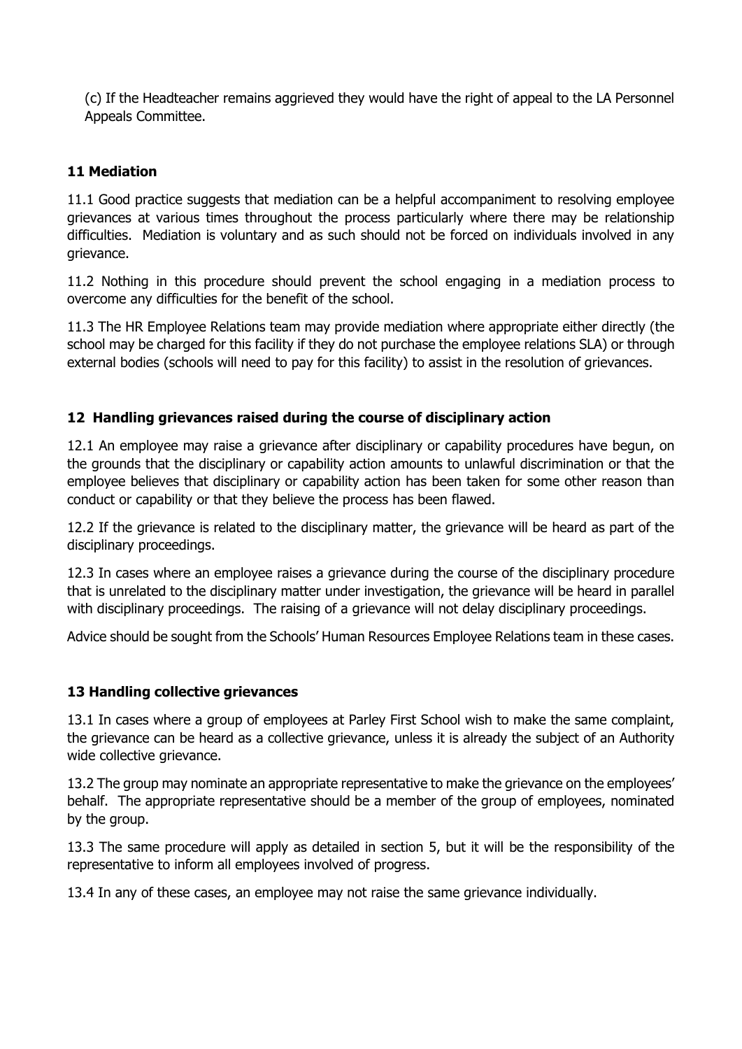(c) If the Headteacher remains aggrieved they would have the right of appeal to the LA Personnel Appeals Committee.

## 11 Mediation

11.1 Good practice suggests that mediation can be a helpful accompaniment to resolving employee grievances at various times throughout the process particularly where there may be relationship difficulties. Mediation is voluntary and as such should not be forced on individuals involved in any grievance.

11.2 Nothing in this procedure should prevent the school engaging in a mediation process to overcome any difficulties for the benefit of the school.

11.3 The HR Employee Relations team may provide mediation where appropriate either directly (the school may be charged for this facility if they do not purchase the employee relations SLA) or through external bodies (schools will need to pay for this facility) to assist in the resolution of grievances.

## 12 Handling grievances raised during the course of disciplinary action

12.1 An employee may raise a grievance after disciplinary or capability procedures have begun, on the grounds that the disciplinary or capability action amounts to unlawful discrimination or that the employee believes that disciplinary or capability action has been taken for some other reason than conduct or capability or that they believe the process has been flawed.

12.2 If the grievance is related to the disciplinary matter, the grievance will be heard as part of the disciplinary proceedings.

12.3 In cases where an employee raises a grievance during the course of the disciplinary procedure that is unrelated to the disciplinary matter under investigation, the grievance will be heard in parallel with disciplinary proceedings. The raising of a grievance will not delay disciplinary proceedings.

Advice should be sought from the Schools' Human Resources Employee Relations team in these cases.

## 13 Handling collective grievances

13.1 In cases where a group of employees at Parley First School wish to make the same complaint, the grievance can be heard as a collective grievance, unless it is already the subject of an Authority wide collective grievance.

13.2 The group may nominate an appropriate representative to make the grievance on the employees' behalf. The appropriate representative should be a member of the group of employees, nominated by the group.

13.3 The same procedure will apply as detailed in section 5, but it will be the responsibility of the representative to inform all employees involved of progress.

13.4 In any of these cases, an employee may not raise the same grievance individually.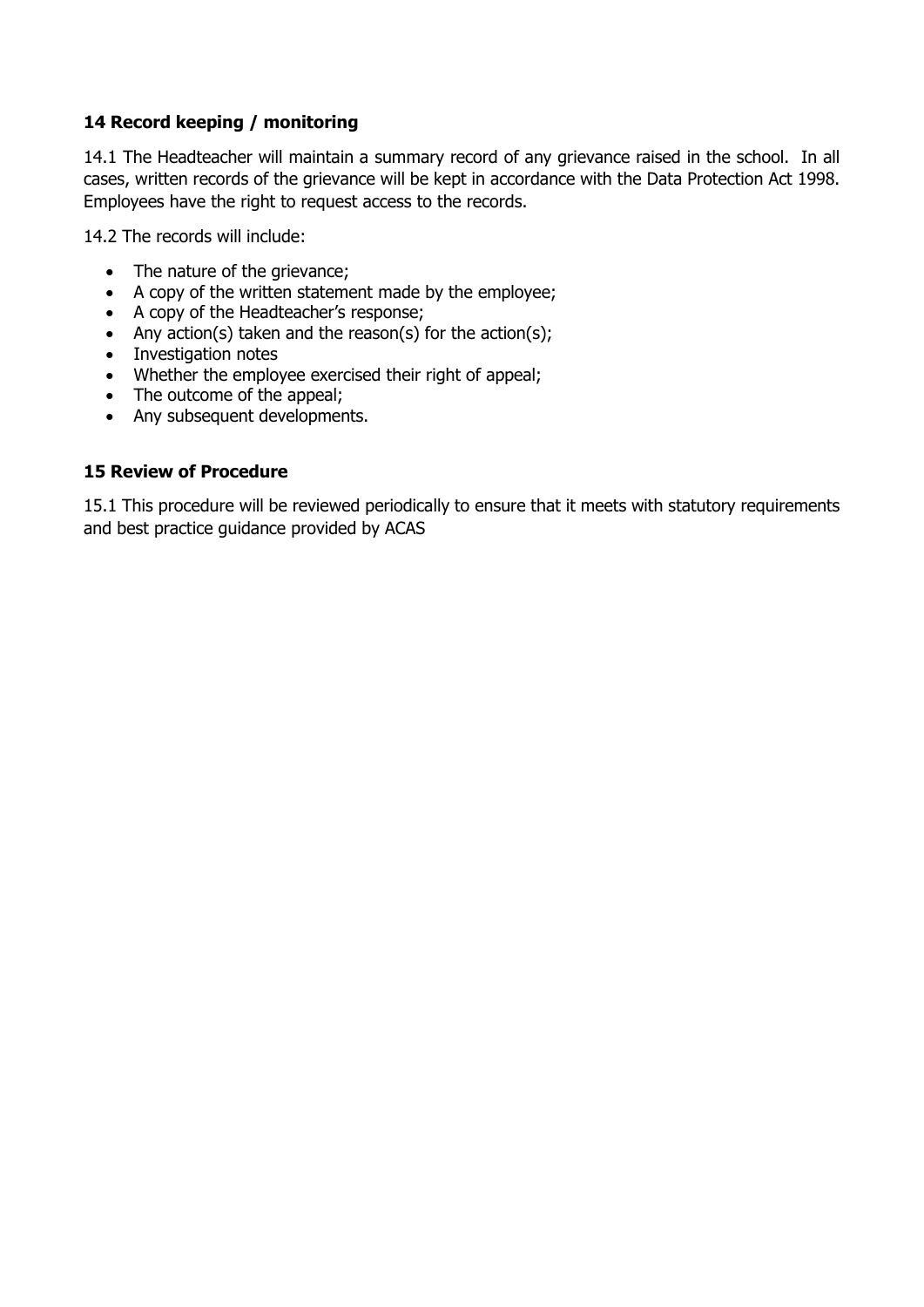## 14 Record keeping / monitoring

14.1 The Headteacher will maintain a summary record of any grievance raised in the school. In all cases, written records of the grievance will be kept in accordance with the Data Protection Act 1998. Employees have the right to request access to the records.

14.2 The records will include:

- The nature of the grievance;
- A copy of the written statement made by the employee;
- A copy of the Headteacher's response;
- Any action(s) taken and the reason(s) for the action(s);
- Investigation notes
- Whether the employee exercised their right of appeal;
- The outcome of the appeal;
- Any subsequent developments.

## 15 Review of Procedure

15.1 This procedure will be reviewed periodically to ensure that it meets with statutory requirements and best practice guidance provided by ACAS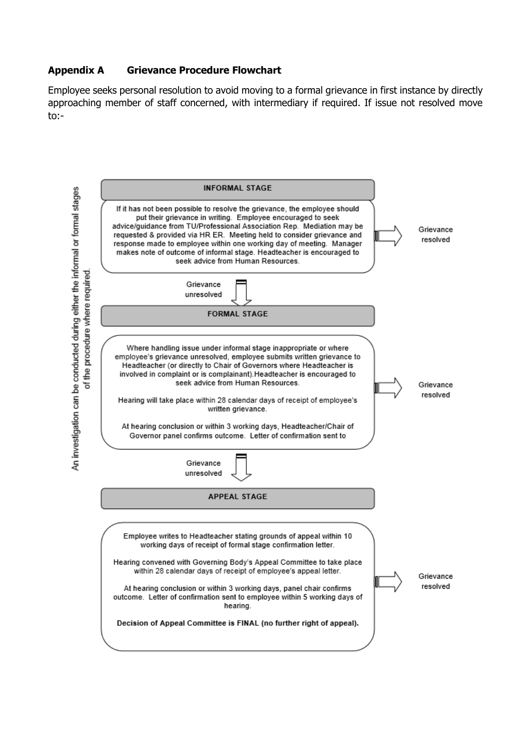## Appendix A Grievance Procedure Flowchart

Employee seeks personal resolution to avoid moving to a formal grievance in first instance by directly approaching member of staff concerned, with intermediary if required. If issue not resolved move to:-

*An investigation can be conducted during either the informal or formal stages of the procedure where required.*

### INFORMAL STAGE

If it has not been possible to resolve the grievance, the employee should put their grievance in writing. Employee encouraged to seek advice/guidance from TU/Professional Association Rep. Mediation may be requested & provided via HR ER. Meeting held to consider grievance and response made to employee within one working day of meeting. Manager makes note of outcome of informal stage. Headteacher is encouraged to seek advice from Human Resources.

→ Grievance resolved

↓ Grievance unresolved

### FORMAL STAGE

Where handling issue under informal stage inappropriate or where employee's grievance unresolved, employee submits written grievance to Headteacher (or directly to Chair of Governors where Headteacher is involved in complaint or is complainant).Headteacher is encouraged to seek advice from Human Resources.

Hearing will take place within 28 calendar days of receipt of employee's written grievance.

At hearing conclusion or within 3 working days, Headteacher/Chair of Governor panel confirms outcome. Letter of confirmation sent to

→ Grievance resolved

↓ Grievance unresolved

### APPEAL STAGE

Employee writes to Headteacher stating grounds of appeal within 10 working days of receipt of formal stage confirmation letter.

Hearing convened with Governing Body's Appeal Committee to take place within 28 calendar days of receipt of employee's appeal letter.

At hearing conclusion or within 3 working days, panel chair confirms outcome. Letter of confirmation sent to employee within 5 working days of hearing.

**Decision of Appeal Committee is FINAL (no further right of appeal).**

→ Grievance resolved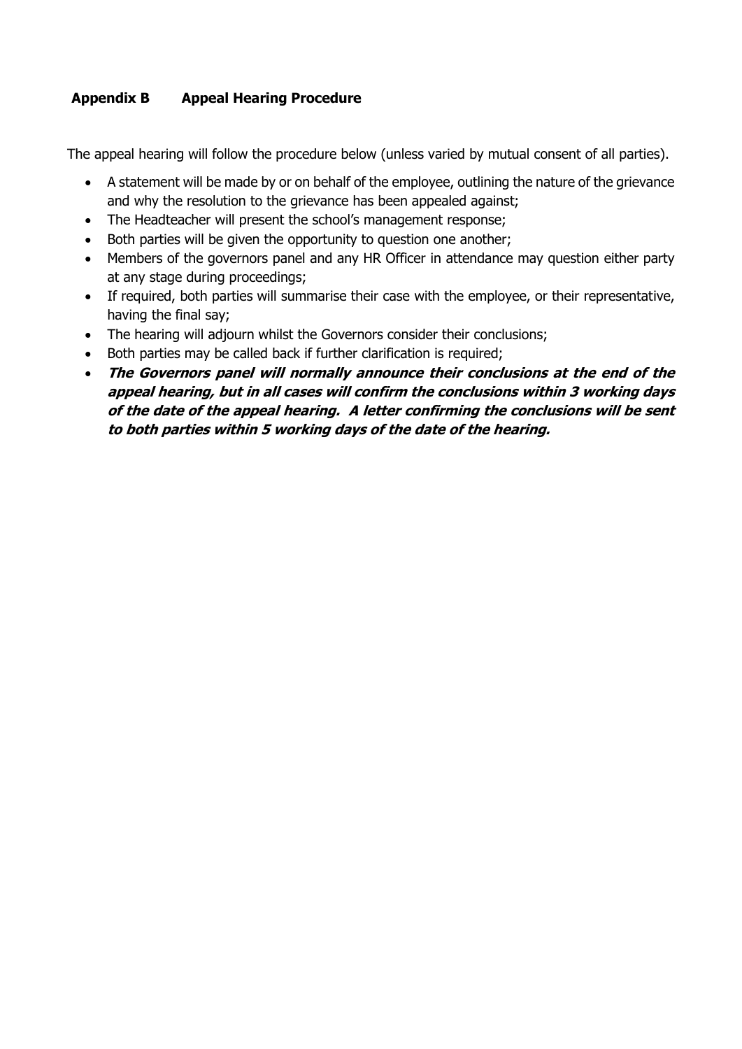## Appendix B Appendix B Appeal Hearing Procedure

The appeal hearing will follow the procedure below (unless varied by mutual consent of all parties).

- A statement will be made by or on behalf of the employee, outlining the nature of the grievance and why the resolution to the grievance has been appealed against;
- The Headteacher will present the school's management response;
- Both parties will be given the opportunity to question one another;
- Members of the governors panel and any HR Officer in attendance may question either party at any stage during proceedings;
- If required, both parties will summarise their case with the employee, or their representative, having the final say;
- The hearing will adjourn whilst the Governors consider their conclusions;
- Both parties may be called back if further clarification is required;
- ***The Governors panel will normally announce their conclusions at the end of the appeal hearing, but in all cases will confirm the conclusions within 3 working days of the date of the appeal hearing. A letter confirming the conclusions will be sent to both parties within 5 working days of the date of the hearing.***

## Appendix B Appeal Hearing Procedure

The appeal hearing will follow the procedure below (unless varied by mutual consent of all parties).

- A statement will be made by or on behalf of the employee, outlining the nature of the grievance and why the resolution to the grievance has been appealed against;
- The Headteacher will present the school's management response;
- Both parties will be given the opportunity to question one another;
- Members of the governors panel and any HR Officer in attendance may question either party at any stage during proceedings;
- If required, both parties will summarise their case with the employee, or their representative, having the final say;
- The hearing will adjourn whilst the Governors consider their conclusions;
- Both parties may be called back if further clarification is required;
- ***The Governors panel will normally announce their conclusions at the end of the appeal hearing, but in all cases will confirm the conclusions within 3 working days of the date of the appeal hearing. A letter confirming the conclusions will be sent to both parties within 5 working days of the date of the hearing.***